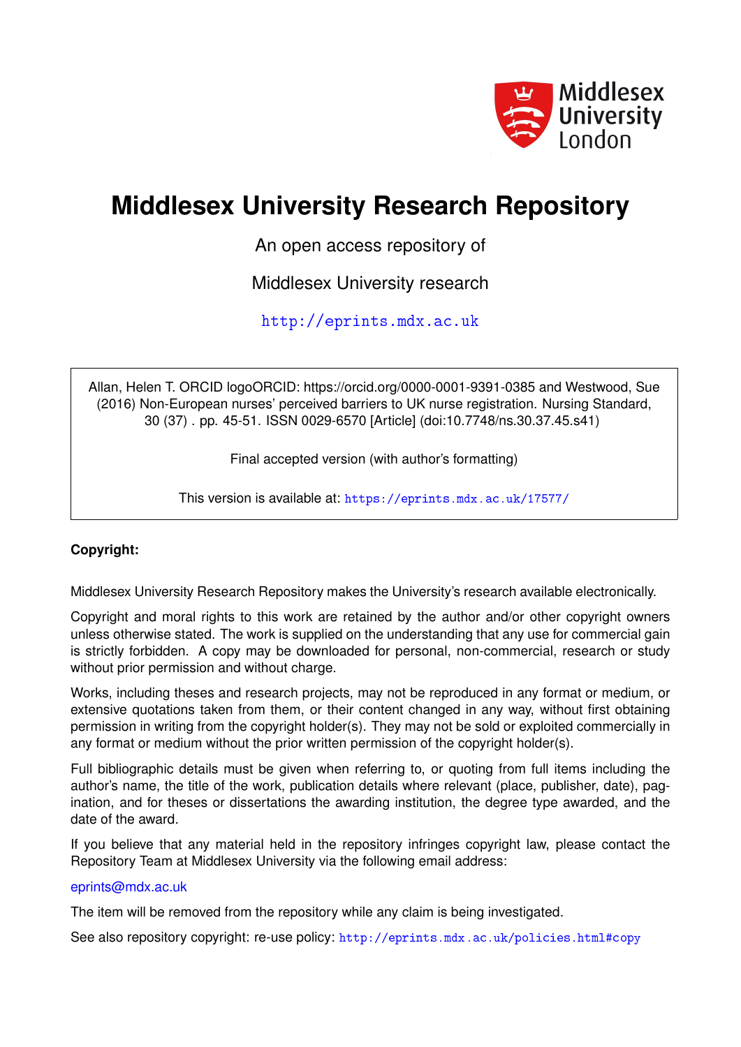Middlesex University London

# Middlesex University Research Repository

An open access repository of

Middlesex University research

http://eprints.mdx.ac.uk

Allan, Helen T. ORCID logoORCID: https://orcid.org/0000-0001-9391-0385 and Westwood, Sue (2016) Non-European nurses' perceived barriers to UK nurse registration. Nursing Standard, 30 (37) . pp. 45-51. ISSN 0029-6570 [Article] (doi:10.7748/ns.30.37.45.s41)

Final accepted version (with author's formatting)

This version is available at: https://eprints.mdx.ac.uk/17577/

**Copyright:**

Middlesex University Research Repository makes the University's research available electronically.

Copyright and moral rights to this work are retained by the author and/or other copyright owners unless otherwise stated. The work is supplied on the understanding that any use for commercial gain is strictly forbidden. A copy may be downloaded for personal, non-commercial, research or study without prior permission and without charge.

Works, including theses and research projects, may not be reproduced in any format or medium, or extensive quotations taken from them, or their content changed in any way, without first obtaining permission in writing from the copyright holder(s). They may not be sold or exploited commercially in any format or medium without the prior written permission of the copyright holder(s).

Full bibliographic details must be given when referring to, or quoting from full items including the author's name, the title of the work, publication details where relevant (place, publisher, date), pagination, and for theses or dissertations the awarding institution, the degree type awarded, and the date of the award.

If you believe that any material held in the repository infringes copyright law, please contact the Repository Team at Middlesex University via the following email address:

eprints@mdx.ac.uk

The item will be removed from the repository while any claim is being investigated.

See also repository copyright: re-use policy: http://eprints.mdx.ac.uk/policies.html#copy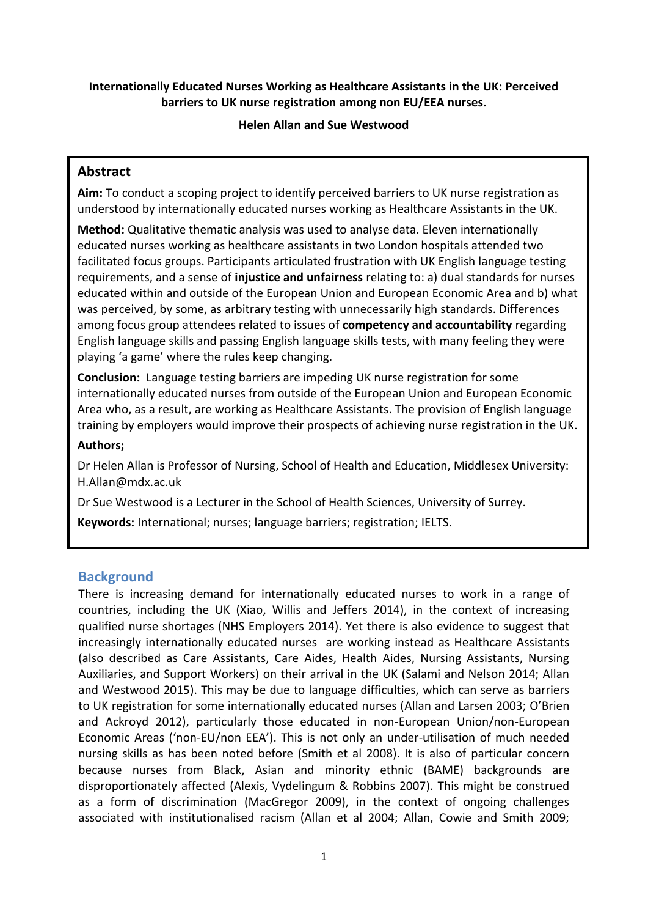**Internationally Educated Nurses Working as Healthcare Assistants in the UK: Perceived barriers to UK nurse registration among non EU/EEA nurses.**

**Helen Allan and Sue Westwood**

## Abstract

**Aim:** To conduct a scoping project to identify perceived barriers to UK nurse registration as understood by internationally educated nurses working as Healthcare Assistants in the UK.

**Method:** Qualitative thematic analysis was used to analyse data. Eleven internationally educated nurses working as healthcare assistants in two London hospitals attended two facilitated focus groups. Participants articulated frustration with UK English language testing requirements, and a sense of **injustice and unfairness** relating to: a) dual standards for nurses educated within and outside of the European Union and European Economic Area and b) what was perceived, by some, as arbitrary testing with unnecessarily high standards. Differences among focus group attendees related to issues of **competency and accountability** regarding English language skills and passing English language skills tests, with many feeling they were playing 'a game' where the rules keep changing.

**Conclusion:** Language testing barriers are impeding UK nurse registration for some internationally educated nurses from outside of the European Union and European Economic Area who, as a result, are working as Healthcare Assistants. The provision of English language training by employers would improve their prospects of achieving nurse registration in the UK.

**Authors;**

Dr Helen Allan is Professor of Nursing, School of Health and Education, Middlesex University: H.Allan@mdx.ac.uk

Dr Sue Westwood is a Lecturer in the School of Health Sciences, University of Surrey.

**Keywords:** International; nurses; language barriers; registration; IELTS.

## Background

There is increasing demand for internationally educated nurses to work in a range of countries, including the UK (Xiao, Willis and Jeffers 2014), in the context of increasing qualified nurse shortages (NHS Employers 2014). Yet there is also evidence to suggest that increasingly internationally educated nurses are working instead as Healthcare Assistants (also described as Care Assistants, Care Aides, Health Aides, Nursing Assistants, Nursing Auxiliaries, and Support Workers) on their arrival in the UK (Salami and Nelson 2014; Allan and Westwood 2015). This may be due to language difficulties, which can serve as barriers to UK registration for some internationally educated nurses (Allan and Larsen 2003; O'Brien and Ackroyd 2012), particularly those educated in non-European Union/non-European Economic Areas ('non-EU/non EEA'). This is not only an under-utilisation of much needed nursing skills as has been noted before (Smith et al 2008). It is also of particular concern because nurses from Black, Asian and minority ethnic (BAME) backgrounds are disproportionately affected (Alexis, Vydelingum & Robbins 2007). This might be construed as a form of discrimination (MacGregor 2009), in the context of ongoing challenges associated with institutionalised racism (Allan et al 2004; Allan, Cowie and Smith 2009;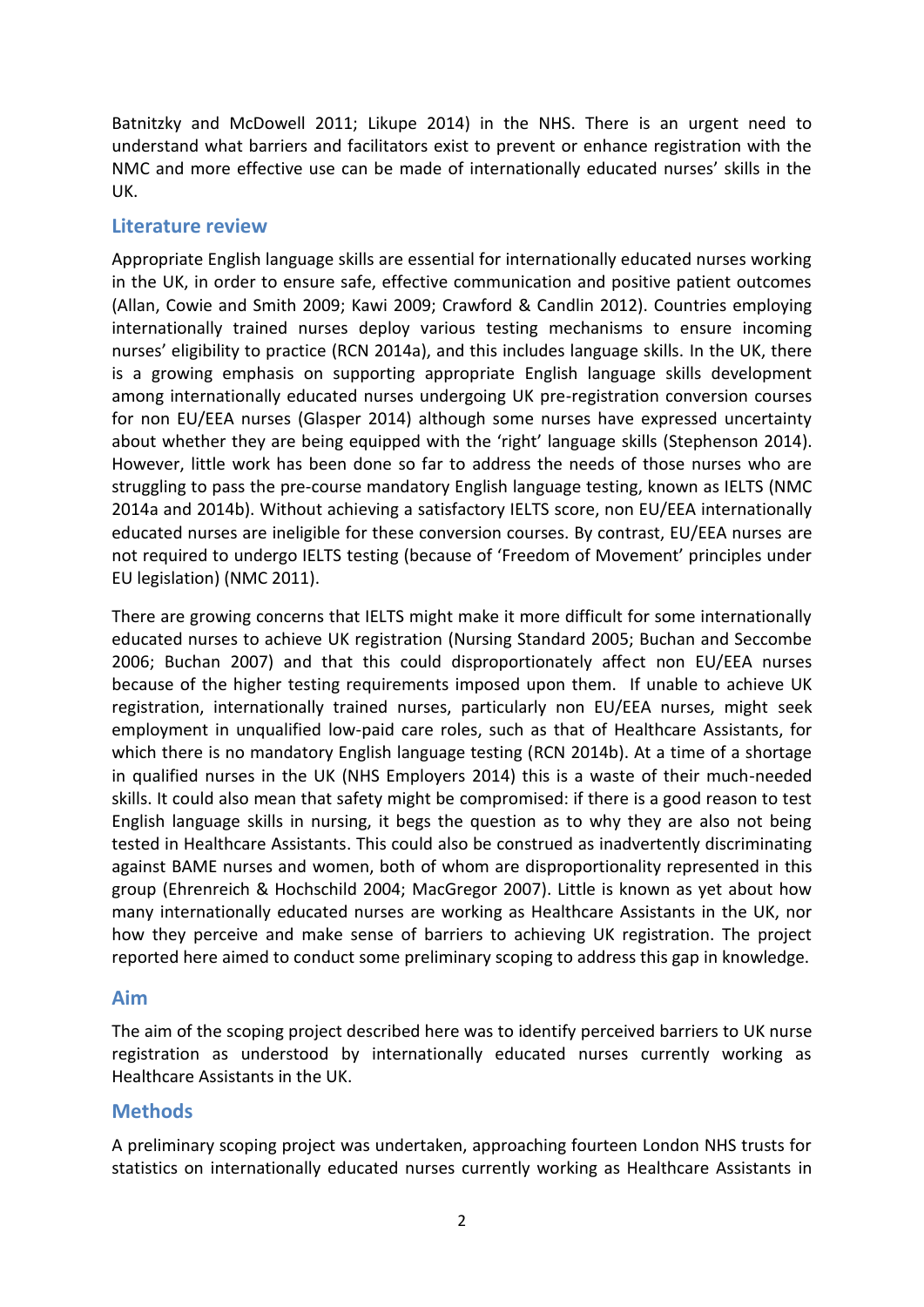Batnitzky and McDowell 2011; Likupe 2014) in the NHS. There is an urgent need to understand what barriers and facilitators exist to prevent or enhance registration with the NMC and more effective use can be made of internationally educated nurses' skills in the UK.

## Literature review

Appropriate English language skills are essential for internationally educated nurses working in the UK, in order to ensure safe, effective communication and positive patient outcomes (Allan, Cowie and Smith 2009; Kawi 2009; Crawford & Candlin 2012). Countries employing internationally trained nurses deploy various testing mechanisms to ensure incoming nurses' eligibility to practice (RCN 2014a), and this includes language skills. In the UK, there is a growing emphasis on supporting appropriate English language skills development among internationally educated nurses undergoing UK pre-registration conversion courses for non EU/EEA nurses (Glasper 2014) although some nurses have expressed uncertainty about whether they are being equipped with the 'right' language skills (Stephenson 2014). However, little work has been done so far to address the needs of those nurses who are struggling to pass the pre-course mandatory English language testing, known as IELTS (NMC 2014a and 2014b). Without achieving a satisfactory IELTS score, non EU/EEA internationally educated nurses are ineligible for these conversion courses. By contrast, EU/EEA nurses are not required to undergo IELTS testing (because of 'Freedom of Movement' principles under EU legislation) (NMC 2011).

There are growing concerns that IELTS might make it more difficult for some internationally educated nurses to achieve UK registration (Nursing Standard 2005; Buchan and Seccombe 2006; Buchan 2007) and that this could disproportionately affect non EU/EEA nurses because of the higher testing requirements imposed upon them. If unable to achieve UK registration, internationally trained nurses, particularly non EU/EEA nurses, might seek employment in unqualified low-paid care roles, such as that of Healthcare Assistants, for which there is no mandatory English language testing (RCN 2014b). At a time of a shortage in qualified nurses in the UK (NHS Employers 2014) this is a waste of their much-needed skills. It could also mean that safety might be compromised: if there is a good reason to test English language skills in nursing, it begs the question as to why they are also not being tested in Healthcare Assistants. This could also be construed as inadvertently discriminating against BAME nurses and women, both of whom are disproportionality represented in this group (Ehrenreich & Hochschild 2004; MacGregor 2007). Little is known as yet about how many internationally educated nurses are working as Healthcare Assistants in the UK, nor how they perceive and make sense of barriers to achieving UK registration. The project reported here aimed to conduct some preliminary scoping to address this gap in knowledge.

## Aim

The aim of the scoping project described here was to identify perceived barriers to UK nurse registration as understood by internationally educated nurses currently working as Healthcare Assistants in the UK.

## Methods

A preliminary scoping project was undertaken, approaching fourteen London NHS trusts for statistics on internationally educated nurses currently working as Healthcare Assistants in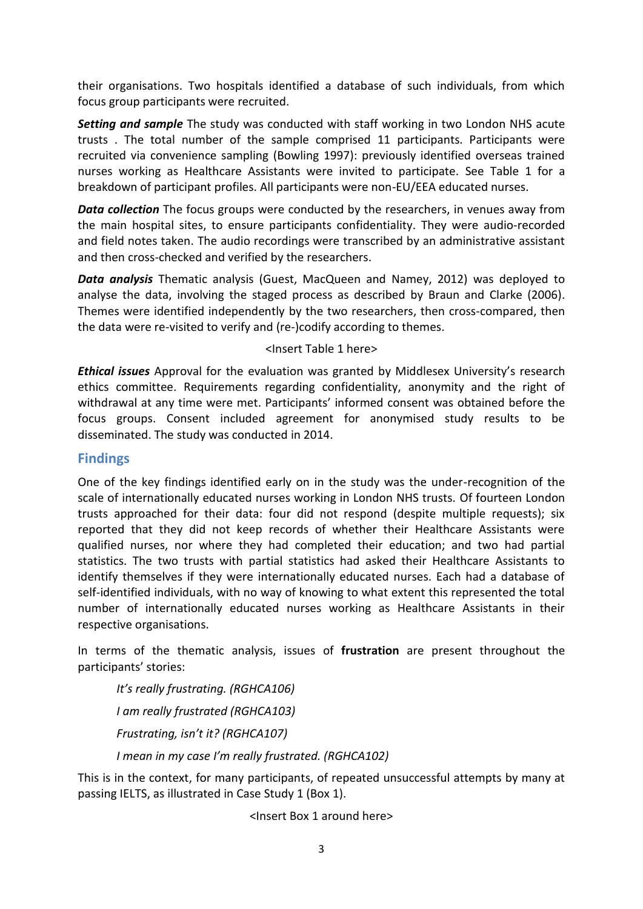their organisations. Two hospitals identified a database of such individuals, from which focus group participants were recruited.

***Setting and sample*** The study was conducted with staff working in two London NHS acute trusts . The total number of the sample comprised 11 participants. Participants were recruited via convenience sampling (Bowling 1997): previously identified overseas trained nurses working as Healthcare Assistants were invited to participate. See Table 1 for a breakdown of participant profiles. All participants were non-EU/EEA educated nurses.

***Data collection*** The focus groups were conducted by the researchers, in venues away from the main hospital sites, to ensure participants confidentiality. They were audio-recorded and field notes taken. The audio recordings were transcribed by an administrative assistant and then cross-checked and verified by the researchers.

***Data analysis*** Thematic analysis (Guest, MacQueen and Namey, 2012) was deployed to analyse the data, involving the staged process as described by Braun and Clarke (2006). Themes were identified independently by the two researchers, then cross-compared, then the data were re-visited to verify and (re-)codify according to themes.

<Insert Table 1 here>

***Ethical issues*** Approval for the evaluation was granted by Middlesex University's research ethics committee. Requirements regarding confidentiality, anonymity and the right of withdrawal at any time were met. Participants' informed consent was obtained before the focus groups. Consent included agreement for anonymised study results to be disseminated. The study was conducted in 2014.

## Findings

One of the key findings identified early on in the study was the under-recognition of the scale of internationally educated nurses working in London NHS trusts. Of fourteen London trusts approached for their data: four did not respond (despite multiple requests); six reported that they did not keep records of whether their Healthcare Assistants were qualified nurses, nor where they had completed their education; and two had partial statistics. The two trusts with partial statistics had asked their Healthcare Assistants to identify themselves if they were internationally educated nurses. Each had a database of self-identified individuals, with no way of knowing to what extent this represented the total number of internationally educated nurses working as Healthcare Assistants in their respective organisations.

In terms of the thematic analysis, issues of **frustration** are present throughout the participants' stories:

> *It's really frustrating. (RGHCA106)*
>
> *I am really frustrated (RGHCA103)*
>
> *Frustrating, isn't it? (RGHCA107)*
>
> *I mean in my case I'm really frustrated. (RGHCA102)*

This is in the context, for many participants, of repeated unsuccessful attempts by many at passing IELTS, as illustrated in Case Study 1 (Box 1).

<Insert Box 1 around here>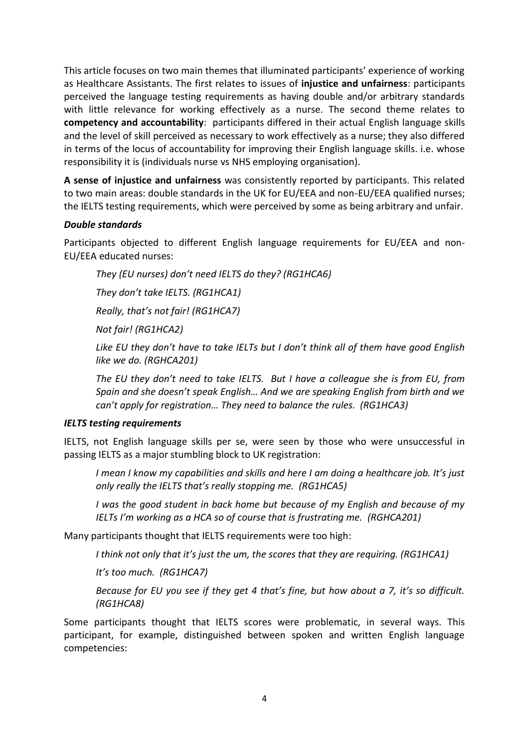This article focuses on two main themes that illuminated participants' experience of working as Healthcare Assistants. The first relates to issues of **injustice and unfairness**: participants perceived the language testing requirements as having double and/or arbitrary standards with little relevance for working effectively as a nurse. The second theme relates to **competency and accountability**: participants differed in their actual English language skills and the level of skill perceived as necessary to work effectively as a nurse; they also differed in terms of the locus of accountability for improving their English language skills. i.e. whose responsibility it is (individuals nurse vs NHS employing organisation).

**A sense of injustice and unfairness** was consistently reported by participants. This related to two main areas: double standards in the UK for EU/EEA and non-EU/EEA qualified nurses; the IELTS testing requirements, which were perceived by some as being arbitrary and unfair.

***Double standards***

Participants objected to different English language requirements for EU/EEA and non-EU/EEA educated nurses:

> *They (EU nurses) don't need IELTS do they? (RG1HCA6)*
>
> *They don't take IELTS. (RG1HCA1)*
>
> *Really, that's not fair! (RG1HCA7)*
>
> *Not fair! (RG1HCA2)*
>
> *Like EU they don't have to take IELTs but I don't think all of them have good English like we do. (RGHCA201)*
>
> *The EU they don't need to take IELTS. But I have a colleague she is from EU, from Spain and she doesn't speak English… And we are speaking English from birth and we can't apply for registration… They need to balance the rules. (RG1HCA3)*

***IELTS testing requirements***

IELTS, not English language skills per se, were seen by those who were unsuccessful in passing IELTS as a major stumbling block to UK registration:

> *I mean I know my capabilities and skills and here I am doing a healthcare job. It's just only really the IELTS that's really stopping me. (RG1HCA5)*
>
> *I was the good student in back home but because of my English and because of my IELTs I'm working as a HCA so of course that is frustrating me. (RGHCA201)*

Many participants thought that IELTS requirements were too high:

> *I think not only that it's just the um, the scores that they are requiring. (RG1HCA1)*
>
> *It's too much. (RG1HCA7)*
>
> *Because for EU you see if they get 4 that's fine, but how about a 7, it's so difficult. (RG1HCA8)*

Some participants thought that IELTS scores were problematic, in several ways. This participant, for example, distinguished between spoken and written English language competencies: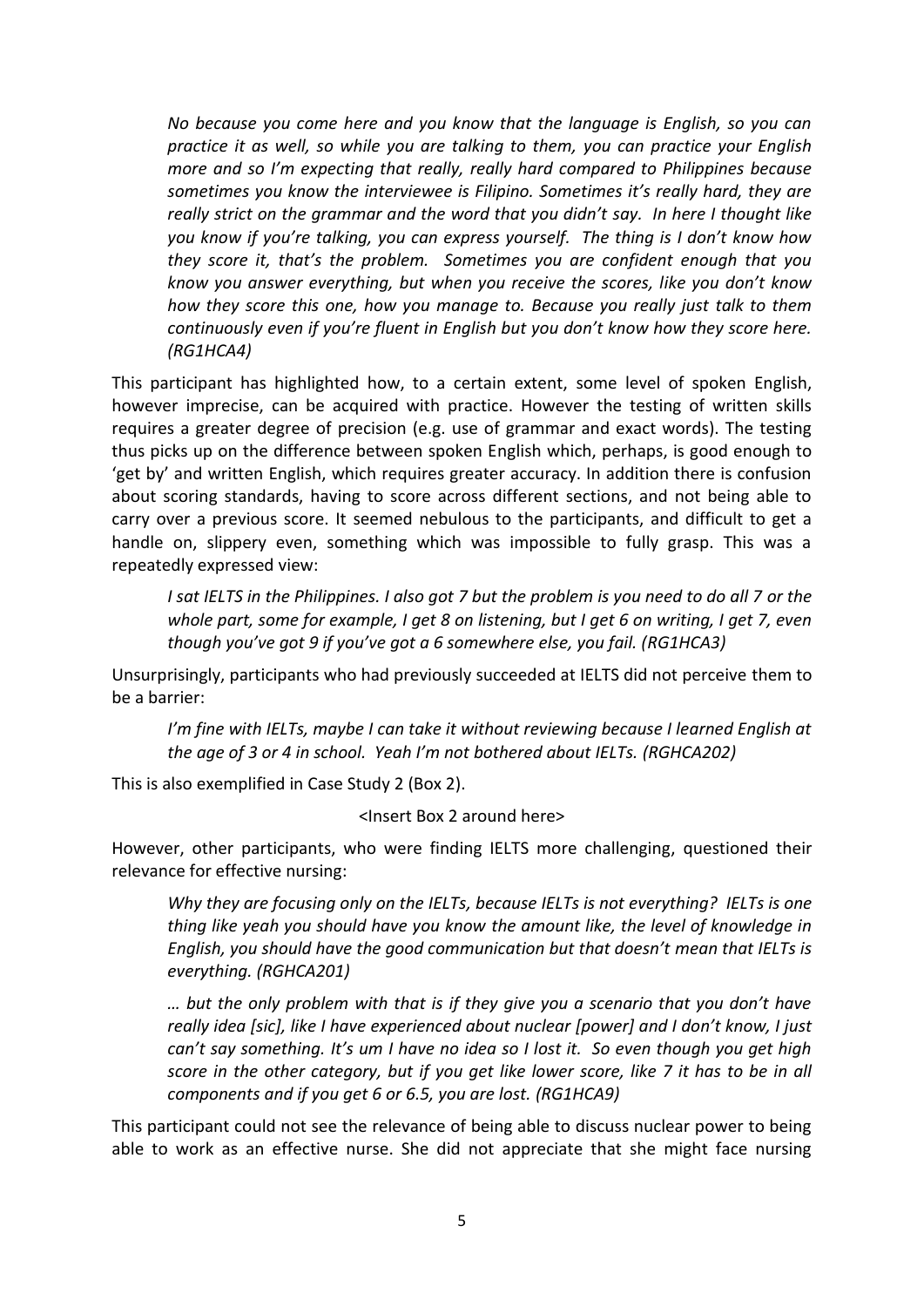> *No because you come here and you know that the language is English, so you can practice it as well, so while you are talking to them, you can practice your English more and so I'm expecting that really, really hard compared to Philippines because sometimes you know the interviewee is Filipino. Sometimes it's really hard, they are really strict on the grammar and the word that you didn't say. In here I thought like you know if you're talking, you can express yourself. The thing is I don't know how they score it, that's the problem. Sometimes you are confident enough that you know you answer everything, but when you receive the scores, like you don't know how they score this one, how you manage to. Because you really just talk to them continuously even if you're fluent in English but you don't know how they score here. (RG1HCA4)*

This participant has highlighted how, to a certain extent, some level of spoken English, however imprecise, can be acquired with practice. However the testing of written skills requires a greater degree of precision (e.g. use of grammar and exact words). The testing thus picks up on the difference between spoken English which, perhaps, is good enough to 'get by' and written English, which requires greater accuracy. In addition there is confusion about scoring standards, having to score across different sections, and not being able to carry over a previous score. It seemed nebulous to the participants, and difficult to get a handle on, slippery even, something which was impossible to fully grasp. This was a repeatedly expressed view:

> *I sat IELTS in the Philippines. I also got 7 but the problem is you need to do all 7 or the whole part, some for example, I get 8 on listening, but I get 6 on writing, I get 7, even though you've got 9 if you've got a 6 somewhere else, you fail. (RG1HCA3)*

Unsurprisingly, participants who had previously succeeded at IELTS did not perceive them to be a barrier:

> *I'm fine with IELTs, maybe I can take it without reviewing because I learned English at the age of 3 or 4 in school. Yeah I'm not bothered about IELTs. (RGHCA202)*

This is also exemplified in Case Study 2 (Box 2).

<Insert Box 2 around here>

However, other participants, who were finding IELTS more challenging, questioned their relevance for effective nursing:

> *Why they are focusing only on the IELTs, because IELTs is not everything? IELTs is one thing like yeah you should have you know the amount like, the level of knowledge in English, you should have the good communication but that doesn't mean that IELTs is everything. (RGHCA201)*

> *… but the only problem with that is if they give you a scenario that you don't have really idea [sic], like I have experienced about nuclear [power] and I don't know, I just can't say something. It's um I have no idea so I lost it. So even though you get high score in the other category, but if you get like lower score, like 7 it has to be in all components and if you get 6 or 6.5, you are lost. (RG1HCA9)*

This participant could not see the relevance of being able to discuss nuclear power to being able to work as an effective nurse. She did not appreciate that she might face nursing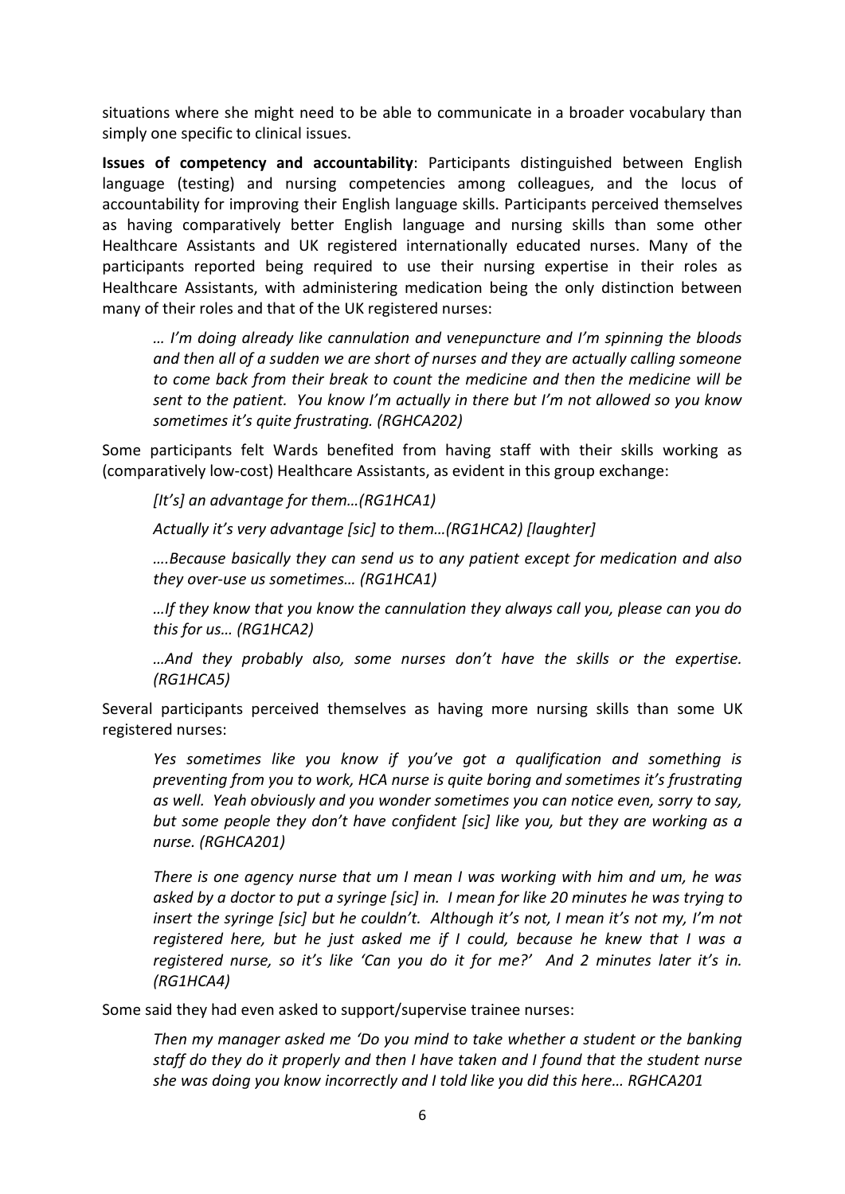situations where she might need to be able to communicate in a broader vocabulary than simply one specific to clinical issues.

**Issues of competency and accountability**: Participants distinguished between English language (testing) and nursing competencies among colleagues, and the locus of accountability for improving their English language skills. Participants perceived themselves as having comparatively better English language and nursing skills than some other Healthcare Assistants and UK registered internationally educated nurses. Many of the participants reported being required to use their nursing expertise in their roles as Healthcare Assistants, with administering medication being the only distinction between many of their roles and that of the UK registered nurses:

> *… I'm doing already like cannulation and venepuncture and I'm spinning the bloods and then all of a sudden we are short of nurses and they are actually calling someone to come back from their break to count the medicine and then the medicine will be sent to the patient. You know I'm actually in there but I'm not allowed so you know sometimes it's quite frustrating. (RGHCA202)*

Some participants felt Wards benefited from having staff with their skills working as (comparatively low-cost) Healthcare Assistants, as evident in this group exchange:

> *[It's] an advantage for them…(RG1HCA1)*
>
> *Actually it's very advantage [sic] to them…(RG1HCA2) [laughter]*
>
> *….Because basically they can send us to any patient except for medication and also they over-use us sometimes… (RG1HCA1)*
>
> *…If they know that you know the cannulation they always call you, please can you do this for us… (RG1HCA2)*
>
> *…And they probably also, some nurses don't have the skills or the expertise. (RG1HCA5)*

Several participants perceived themselves as having more nursing skills than some UK registered nurses:

> *Yes sometimes like you know if you've got a qualification and something is preventing from you to work, HCA nurse is quite boring and sometimes it's frustrating as well. Yeah obviously and you wonder sometimes you can notice even, sorry to say, but some people they don't have confident [sic] like you, but they are working as a nurse. (RGHCA201)*
>
> *There is one agency nurse that um I mean I was working with him and um, he was asked by a doctor to put a syringe [sic] in. I mean for like 20 minutes he was trying to insert the syringe [sic] but he couldn't. Although it's not, I mean it's not my, I'm not registered here, but he just asked me if I could, because he knew that I was a registered nurse, so it's like 'Can you do it for me?' And 2 minutes later it's in. (RG1HCA4)*

Some said they had even asked to support/supervise trainee nurses:

> *Then my manager asked me 'Do you mind to take whether a student or the banking staff do they do it properly and then I have taken and I found that the student nurse she was doing you know incorrectly and I told like you did this here… RGHCA201*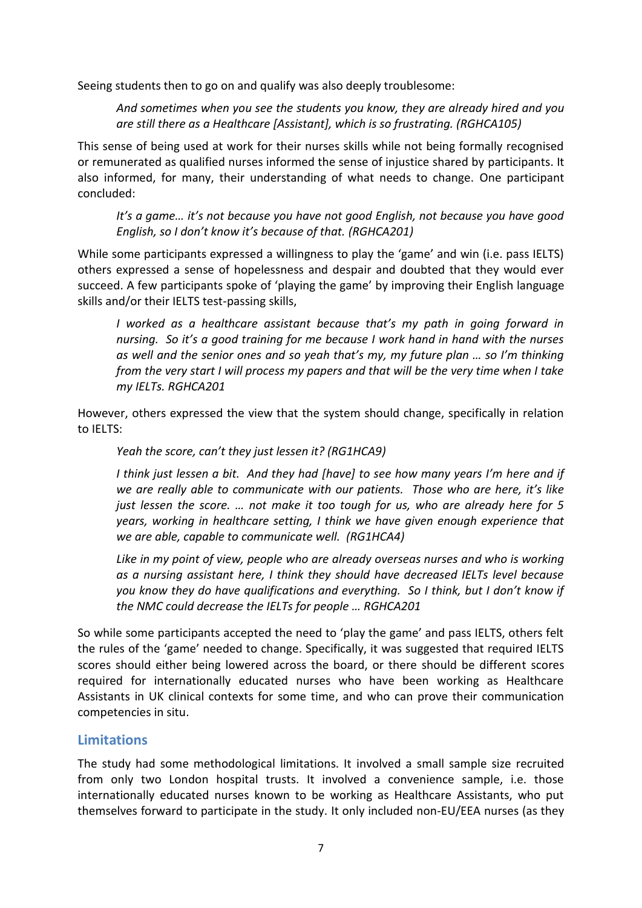Seeing students then to go on and qualify was also deeply troublesome:

> *And sometimes when you see the students you know, they are already hired and you are still there as a Healthcare [Assistant], which is so frustrating. (RGHCA105)*

This sense of being used at work for their nurses skills while not being formally recognised or remunerated as qualified nurses informed the sense of injustice shared by participants. It also informed, for many, their understanding of what needs to change. One participant concluded:

> *It's a game… it's not because you have not good English, not because you have good English, so I don't know it's because of that. (RGHCA201)*

While some participants expressed a willingness to play the 'game' and win (i.e. pass IELTS) others expressed a sense of hopelessness and despair and doubted that they would ever succeed. A few participants spoke of 'playing the game' by improving their English language skills and/or their IELTS test-passing skills,

> *I worked as a healthcare assistant because that's my path in going forward in nursing. So it's a good training for me because I work hand in hand with the nurses as well and the senior ones and so yeah that's my, my future plan … so I'm thinking from the very start I will process my papers and that will be the very time when I take my IELTs. RGHCA201*

However, others expressed the view that the system should change, specifically in relation to IELTS:

> *Yeah the score, can't they just lessen it? (RG1HCA9)*

> *I think just lessen a bit. And they had [have] to see how many years I'm here and if we are really able to communicate with our patients. Those who are here, it's like just lessen the score. … not make it too tough for us, who are already here for 5 years, working in healthcare setting, I think we have given enough experience that we are able, capable to communicate well. (RG1HCA4)*

> *Like in my point of view, people who are already overseas nurses and who is working as a nursing assistant here, I think they should have decreased IELTs level because you know they do have qualifications and everything. So I think, but I don't know if the NMC could decrease the IELTs for people … RGHCA201*

So while some participants accepted the need to 'play the game' and pass IELTS, others felt the rules of the 'game' needed to change. Specifically, it was suggested that required IELTS scores should either being lowered across the board, or there should be different scores required for internationally educated nurses who have been working as Healthcare Assistants in UK clinical contexts for some time, and who can prove their communication competencies in situ.

## Limitations

The study had some methodological limitations. It involved a small sample size recruited from only two London hospital trusts. It involved a convenience sample, i.e. those internationally educated nurses known to be working as Healthcare Assistants, who put themselves forward to participate in the study. It only included non-EU/EEA nurses (as they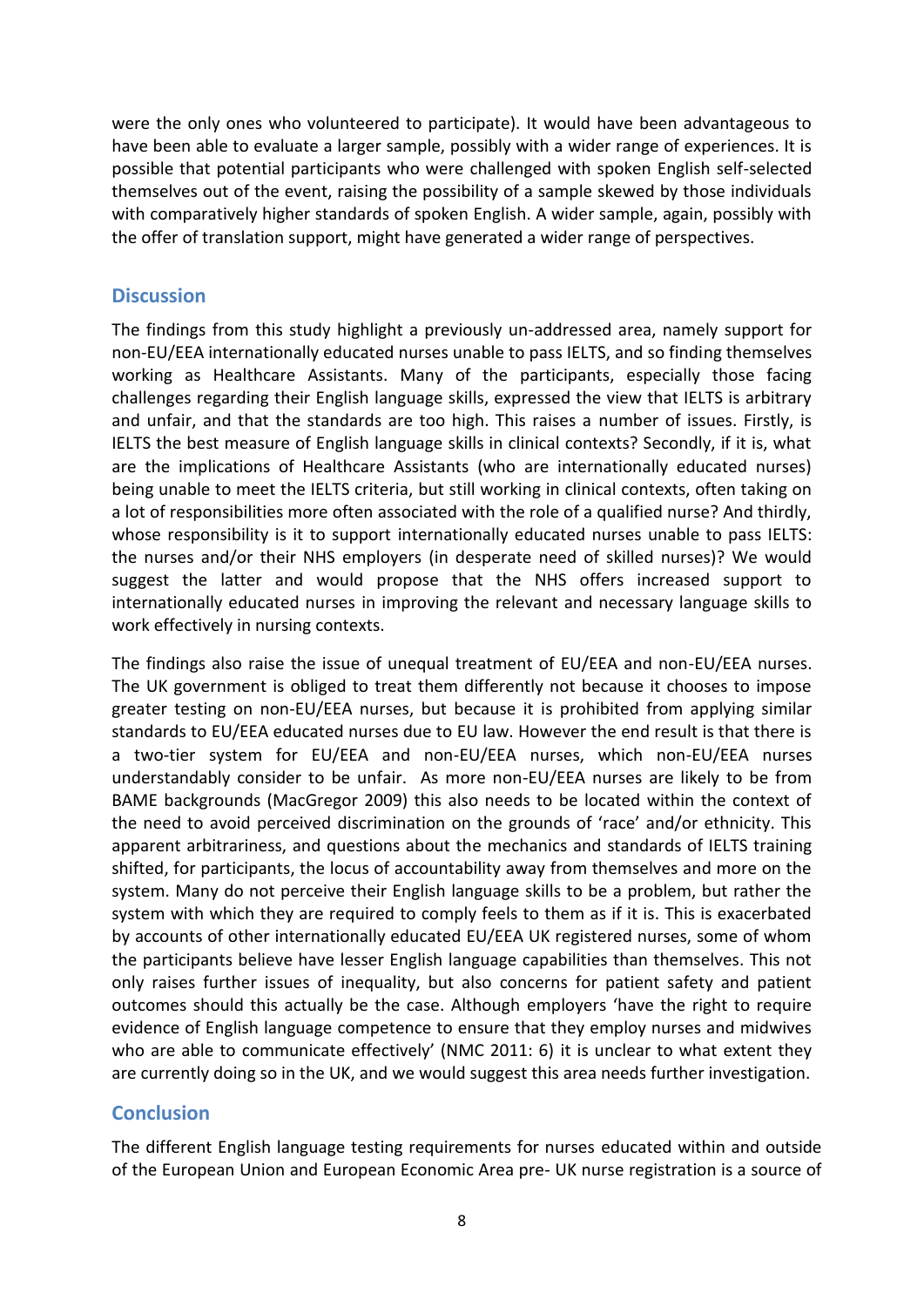were the only ones who volunteered to participate). It would have been advantageous to have been able to evaluate a larger sample, possibly with a wider range of experiences. It is possible that potential participants who were challenged with spoken English self-selected themselves out of the event, raising the possibility of a sample skewed by those individuals with comparatively higher standards of spoken English. A wider sample, again, possibly with the offer of translation support, might have generated a wider range of perspectives.

## Discussion

The findings from this study highlight a previously un-addressed area, namely support for non-EU/EEA internationally educated nurses unable to pass IELTS, and so finding themselves working as Healthcare Assistants. Many of the participants, especially those facing challenges regarding their English language skills, expressed the view that IELTS is arbitrary and unfair, and that the standards are too high. This raises a number of issues. Firstly, is IELTS the best measure of English language skills in clinical contexts? Secondly, if it is, what are the implications of Healthcare Assistants (who are internationally educated nurses) being unable to meet the IELTS criteria, but still working in clinical contexts, often taking on a lot of responsibilities more often associated with the role of a qualified nurse? And thirdly, whose responsibility is it to support internationally educated nurses unable to pass IELTS: the nurses and/or their NHS employers (in desperate need of skilled nurses)? We would suggest the latter and would propose that the NHS offers increased support to internationally educated nurses in improving the relevant and necessary language skills to work effectively in nursing contexts.

The findings also raise the issue of unequal treatment of EU/EEA and non-EU/EEA nurses. The UK government is obliged to treat them differently not because it chooses to impose greater testing on non-EU/EEA nurses, but because it is prohibited from applying similar standards to EU/EEA educated nurses due to EU law. However the end result is that there is a two-tier system for EU/EEA and non-EU/EEA nurses, which non-EU/EEA nurses understandably consider to be unfair. As more non-EU/EEA nurses are likely to be from BAME backgrounds (MacGregor 2009) this also needs to be located within the context of the need to avoid perceived discrimination on the grounds of 'race' and/or ethnicity. This apparent arbitrariness, and questions about the mechanics and standards of IELTS training shifted, for participants, the locus of accountability away from themselves and more on the system. Many do not perceive their English language skills to be a problem, but rather the system with which they are required to comply feels to them as if it is. This is exacerbated by accounts of other internationally educated EU/EEA UK registered nurses, some of whom the participants believe have lesser English language capabilities than themselves. This not only raises further issues of inequality, but also concerns for patient safety and patient outcomes should this actually be the case. Although employers 'have the right to require evidence of English language competence to ensure that they employ nurses and midwives who are able to communicate effectively' (NMC 2011: 6) it is unclear to what extent they are currently doing so in the UK, and we would suggest this area needs further investigation.

## Conclusion

The different English language testing requirements for nurses educated within and outside of the European Union and European Economic Area pre- UK nurse registration is a source of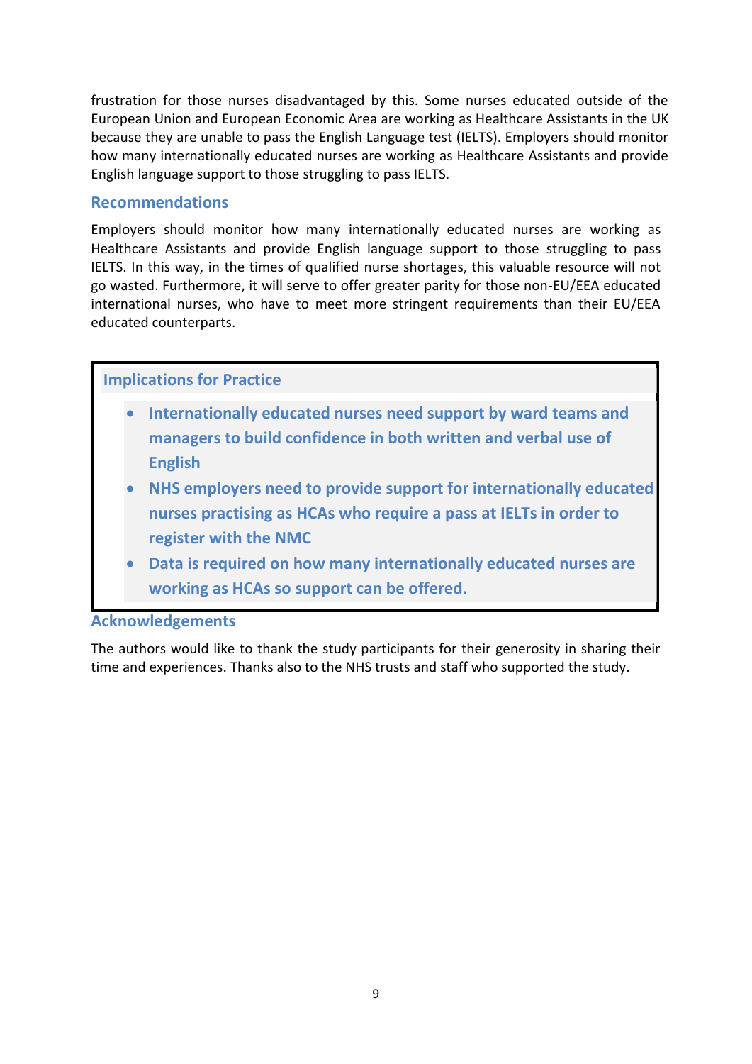frustration for those nurses disadvantaged by this. Some nurses educated outside of the European Union and European Economic Area are working as Healthcare Assistants in the UK because they are unable to pass the English Language test (IELTS). Employers should monitor how many internationally educated nurses are working as Healthcare Assistants and provide English language support to those struggling to pass IELTS.

## Recommendations

Employers should monitor how many internationally educated nurses are working as Healthcare Assistants and provide English language support to those struggling to pass IELTS. In this way, in the times of qualified nurse shortages, this valuable resource will not go wasted. Furthermore, it will serve to offer greater parity for those non-EU/EEA educated international nurses, who have to meet more stringent requirements than their EU/EEA educated counterparts.

## Implications for Practice

- **Internationally educated nurses need support by ward teams and managers to build confidence in both written and verbal use of English**
- **NHS employers need to provide support for internationally educated nurses practising as HCAs who require a pass at IELTs in order to register with the NMC**
- **Data is required on how many internationally educated nurses are working as HCAs so support can be offered.**

## Acknowledgements

The authors would like to thank the study participants for their generosity in sharing their time and experiences. Thanks also to the NHS trusts and staff who supported the study.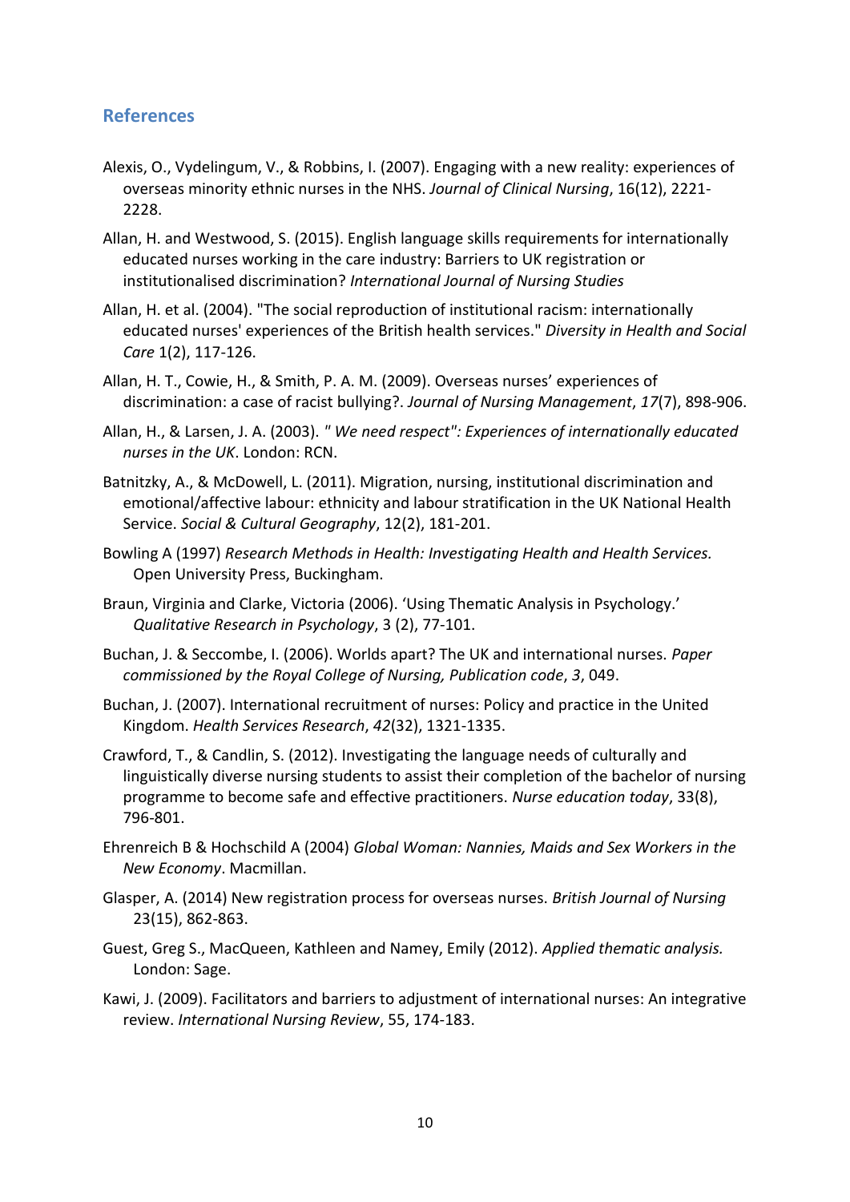## References

Alexis, O., Vydelingum, V., & Robbins, I. (2007). Engaging with a new reality: experiences of overseas minority ethnic nurses in the NHS. *Journal of Clinical Nursing*, 16(12), 2221-2228.

Allan, H. and Westwood, S. (2015). English language skills requirements for internationally educated nurses working in the care industry: Barriers to UK registration or institutionalised discrimination? *International Journal of Nursing Studies*

Allan, H. et al. (2004). "The social reproduction of institutional racism: internationally educated nurses' experiences of the British health services." *Diversity in Health and Social Care* 1(2), 117-126.

Allan, H. T., Cowie, H., & Smith, P. A. M. (2009). Overseas nurses' experiences of discrimination: a case of racist bullying?. *Journal of Nursing Management*, *17*(7), 898-906.

Allan, H., & Larsen, J. A. (2003). *" We need respect": Experiences of internationally educated nurses in the UK*. London: RCN.

Batnitzky, A., & McDowell, L. (2011). Migration, nursing, institutional discrimination and emotional/affective labour: ethnicity and labour stratification in the UK National Health Service. *Social & Cultural Geography*, 12(2), 181-201.

Bowling A (1997) *Research Methods in Health: Investigating Health and Health Services.* Open University Press, Buckingham.

Braun, Virginia and Clarke, Victoria (2006). 'Using Thematic Analysis in Psychology.' *Qualitative Research in Psychology*, 3 (2), 77-101.

Buchan, J. & Seccombe, I. (2006). Worlds apart? The UK and international nurses. *Paper commissioned by the Royal College of Nursing, Publication code*, *3*, 049.

Buchan, J. (2007). International recruitment of nurses: Policy and practice in the United Kingdom. *Health Services Research*, *42*(32), 1321-1335.

Crawford, T., & Candlin, S. (2012). Investigating the language needs of culturally and linguistically diverse nursing students to assist their completion of the bachelor of nursing programme to become safe and effective practitioners. *Nurse education today*, 33(8), 796-801.

Ehrenreich B & Hochschild A (2004) *Global Woman: Nannies, Maids and Sex Workers in the New Economy*. Macmillan.

Glasper, A. (2014) New registration process for overseas nurses. *British Journal of Nursing* 23(15), 862-863.

Guest, Greg S., MacQueen, Kathleen and Namey, Emily (2012). *Applied thematic analysis.* London: Sage.

Kawi, J. (2009). Facilitators and barriers to adjustment of international nurses: An integrative review. *International Nursing Review*, 55, 174-183.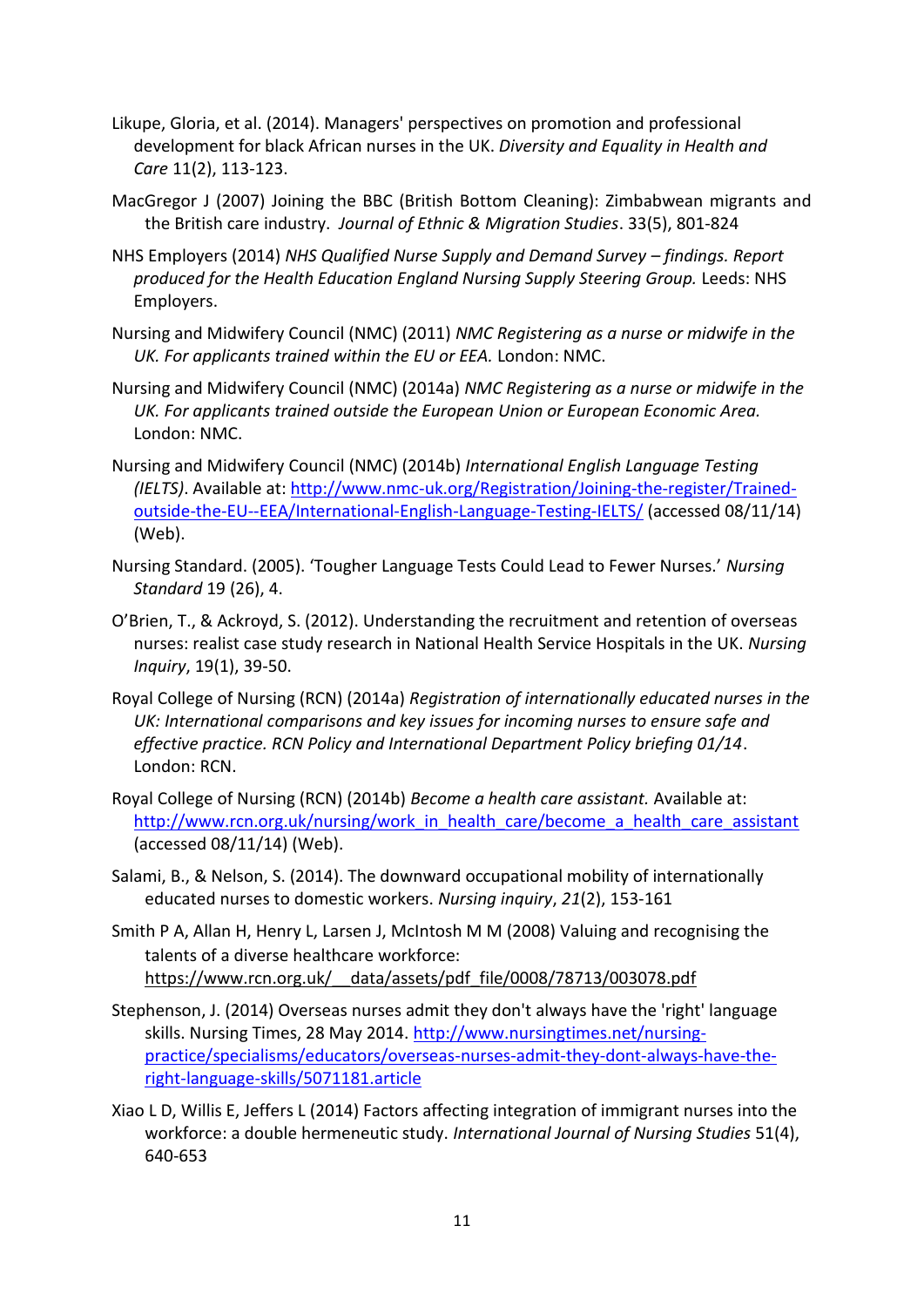Likupe, Gloria, et al. (2014). Managers' perspectives on promotion and professional development for black African nurses in the UK. *Diversity and Equality in Health and Care* 11(2), 113-123.

MacGregor J (2007) Joining the BBC (British Bottom Cleaning): Zimbabwean migrants and the British care industry. *Journal of Ethnic & Migration Studies*. 33(5), 801-824

NHS Employers (2014) *NHS Qualified Nurse Supply and Demand Survey – findings. Report produced for the Health Education England Nursing Supply Steering Group.* Leeds: NHS Employers.

Nursing and Midwifery Council (NMC) (2011) *NMC Registering as a nurse or midwife in the UK. For applicants trained within the EU or EEA.* London: NMC.

Nursing and Midwifery Council (NMC) (2014a) *NMC Registering as a nurse or midwife in the UK. For applicants trained outside the European Union or European Economic Area.* London: NMC.

Nursing and Midwifery Council (NMC) (2014b) *International English Language Testing (IELTS)*. Available at: http://www.nmc-uk.org/Registration/Joining-the-register/Trained-outside-the-EU--EEA/International-English-Language-Testing-IELTS/ (accessed 08/11/14) (Web).

Nursing Standard. (2005). 'Tougher Language Tests Could Lead to Fewer Nurses.' *Nursing Standard* 19 (26), 4.

O'Brien, T., & Ackroyd, S. (2012). Understanding the recruitment and retention of overseas nurses: realist case study research in National Health Service Hospitals in the UK. *Nursing Inquiry*, 19(1), 39-50.

Royal College of Nursing (RCN) (2014a) *Registration of internationally educated nurses in the UK: International comparisons and key issues for incoming nurses to ensure safe and effective practice. RCN Policy and International Department Policy briefing 01/14*. London: RCN.

Royal College of Nursing (RCN) (2014b) *Become a health care assistant.* Available at: http://www.rcn.org.uk/nursing/work_in_health_care/become_a_health_care_assistant (accessed 08/11/14) (Web).

Salami, B., & Nelson, S. (2014). The downward occupational mobility of internationally educated nurses to domestic workers. *Nursing inquiry*, *21*(2), 153-161

Smith P A, Allan H, Henry L, Larsen J, McIntosh M M (2008) Valuing and recognising the talents of a diverse healthcare workforce: https://www.rcn.org.uk/__data/assets/pdf_file/0008/78713/003078.pdf

Stephenson, J. (2014) Overseas nurses admit they don't always have the 'right' language skills. Nursing Times, 28 May 2014. http://www.nursingtimes.net/nursing-practice/specialisms/educators/overseas-nurses-admit-they-dont-always-have-the-right-language-skills/5071181.article

Xiao L D, Willis E, Jeffers L (2014) Factors affecting integration of immigrant nurses into the workforce: a double hermeneutic study. *International Journal of Nursing Studies* 51(4), 640-653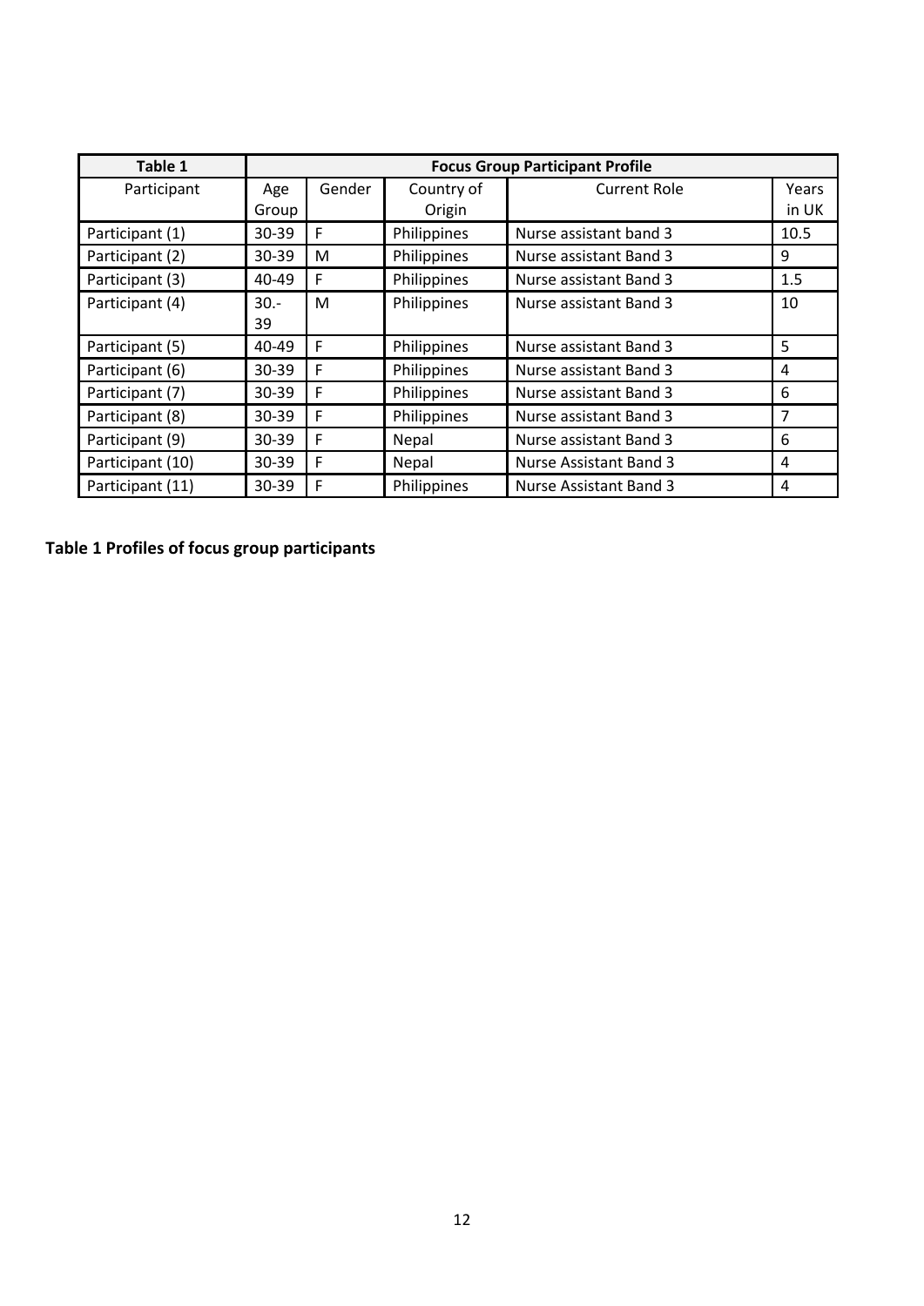| Table 1 | Focus Group Participant Profile | | | | |
|---|---|---|---|---|---|
| Participant | Age Group | Gender | Country of Origin | Current Role | Years in UK |
| Participant (1) | 30-39 | F | Philippines | Nurse assistant band 3 | 10.5 |
| Participant (2) | 30-39 | M | Philippines | Nurse assistant Band 3 | 9 |
| Participant (3) | 40-49 | F | Philippines | Nurse assistant Band 3 | 1.5 |
| Participant (4) | 30.-39 | M | Philippines | Nurse assistant Band 3 | 10 |
| Participant (5) | 40-49 | F | Philippines | Nurse assistant Band 3 | 5 |
| Participant (6) | 30-39 | F | Philippines | Nurse assistant Band 3 | 4 |
| Participant (7) | 30-39 | F | Philippines | Nurse assistant Band 3 | 6 |
| Participant (8) | 30-39 | F | Philippines | Nurse assistant Band 3 | 7 |
| Participant (9) | 30-39 | F | Nepal | Nurse assistant Band 3 | 6 |
| Participant (10) | 30-39 | F | Nepal | Nurse Assistant Band 3 | 4 |
| Participant (11) | 30-39 | F | Philippines | Nurse Assistant Band 3 | 4 |

**Table 1 Profiles of focus group participants**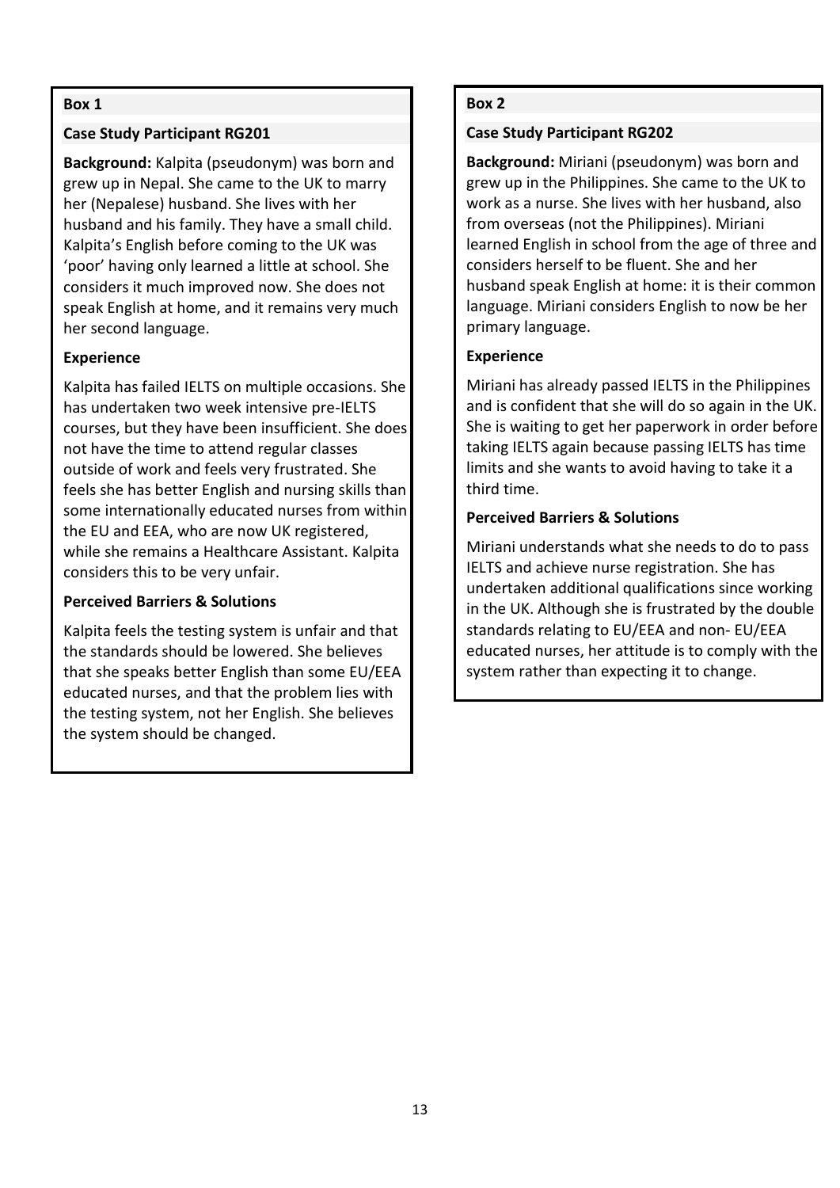**Box 1**

**Case Study Participant RG201**

**Background:** Kalpita (pseudonym) was born and grew up in Nepal. She came to the UK to marry her (Nepalese) husband. She lives with her husband and his family. They have a small child. Kalpita's English before coming to the UK was 'poor' having only learned a little at school. She considers it much improved now. She does not speak English at home, and it remains very much her second language.

**Experience**

Kalpita has failed IELTS on multiple occasions. She has undertaken two week intensive pre-IELTS courses, but they have been insufficient. She does not have the time to attend regular classes outside of work and feels very frustrated. She feels she has better English and nursing skills than some internationally educated nurses from within the EU and EEA, who are now UK registered, while she remains a Healthcare Assistant. Kalpita considers this to be very unfair.

**Perceived Barriers & Solutions**

Kalpita feels the testing system is unfair and that the standards should be lowered. She believes that she speaks better English than some EU/EEA educated nurses, and that the problem lies with the testing system, not her English. She believes the system should be changed.

**Box 2**

**Case Study Participant RG202**

**Background:** Miriani (pseudonym) was born and grew up in the Philippines. She came to the UK to work as a nurse. She lives with her husband, also from overseas (not the Philippines). Miriani learned English in school from the age of three and considers herself to be fluent. She and her husband speak English at home: it is their common language. Miriani considers English to now be her primary language.

**Experience**

Miriani has already passed IELTS in the Philippines and is confident that she will do so again in the UK. She is waiting to get her paperwork in order before taking IELTS again because passing IELTS has time limits and she wants to avoid having to take it a third time.

**Perceived Barriers & Solutions**

Miriani understands what she needs to do to pass IELTS and achieve nurse registration. She has undertaken additional qualifications since working in the UK. Although she is frustrated by the double standards relating to EU/EEA and non- EU/EEA educated nurses, her attitude is to comply with the system rather than expecting it to change.